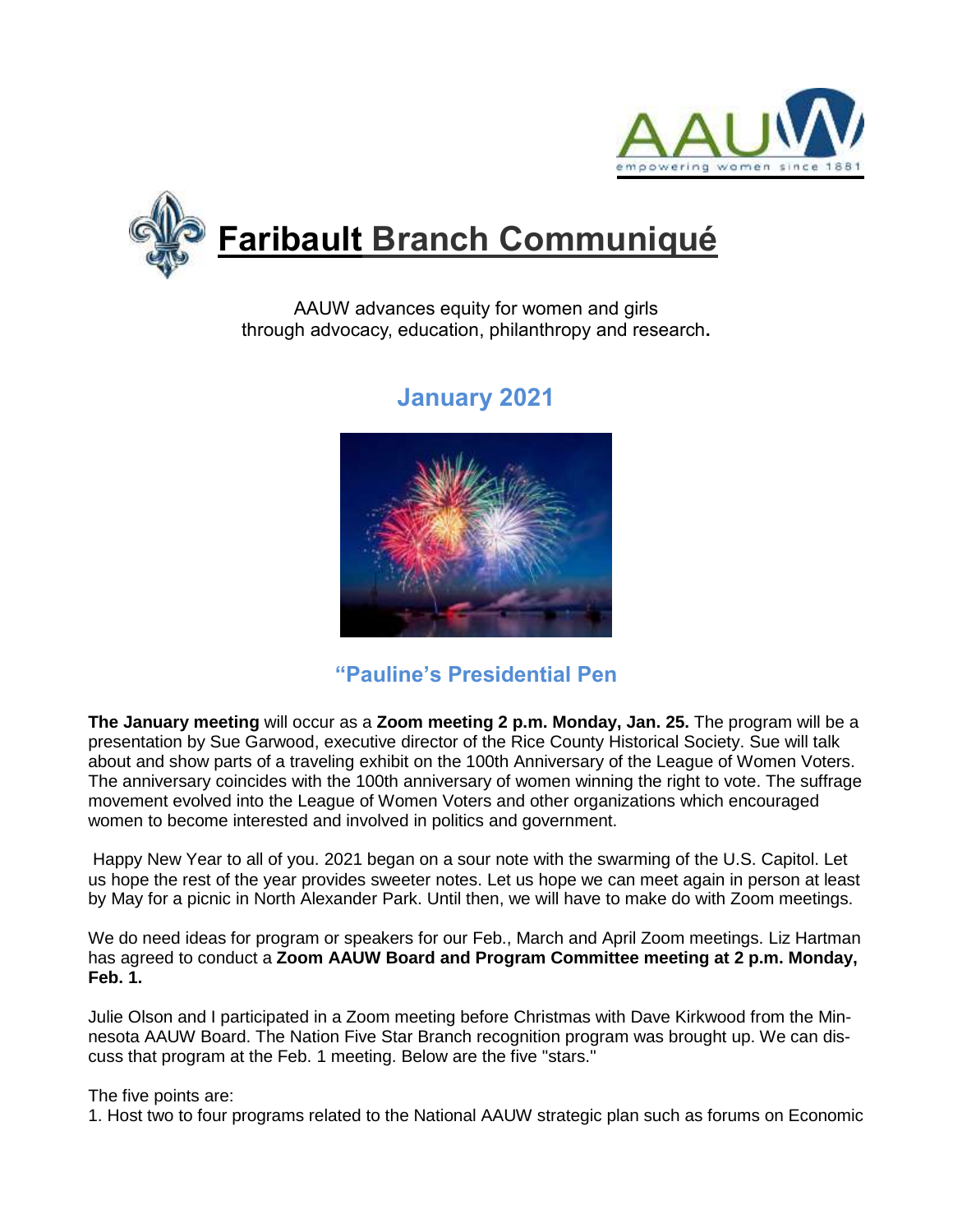# Faribault Branch Communiqué

AAUW advances equity for women and girls
through advocacy, education, philanthropy and research.

## January 2021

## "Pauline's Presidential Pen

**The January meeting** will occur as a **Zoom meeting 2 p.m. Monday, Jan. 25.** The program will be a presentation by Sue Garwood, executive director of the Rice County Historical Society. Sue will talk about and show parts of a traveling exhibit on the 100th Anniversary of the League of Women Voters. The anniversary coincides with the 100th anniversary of women winning the right to vote. The suffrage movement evolved into the League of Women Voters and other organizations which encouraged women to become interested and involved in politics and government.

Happy New Year to all of you. 2021 began on a sour note with the swarming of the U.S. Capitol. Let us hope the rest of the year provides sweeter notes. Let us hope we can meet again in person at least by May for a picnic in North Alexander Park. Until then, we will have to make do with Zoom meetings.

We do need ideas for program or speakers for our Feb., March and April Zoom meetings. Liz Hartman has agreed to conduct a **Zoom AAUW Board and Program Committee meeting at 2 p.m. Monday, Feb. 1.**

Julie Olson and I participated in a Zoom meeting before Christmas with Dave Kirkwood from the Minnesota AAUW Board. The Nation Five Star Branch recognition program was brought up. We can discuss that program at the Feb. 1 meeting. Below are the five "stars."

The five points are:
1. Host two to four programs related to the National AAUW strategic plan such as forums on Economic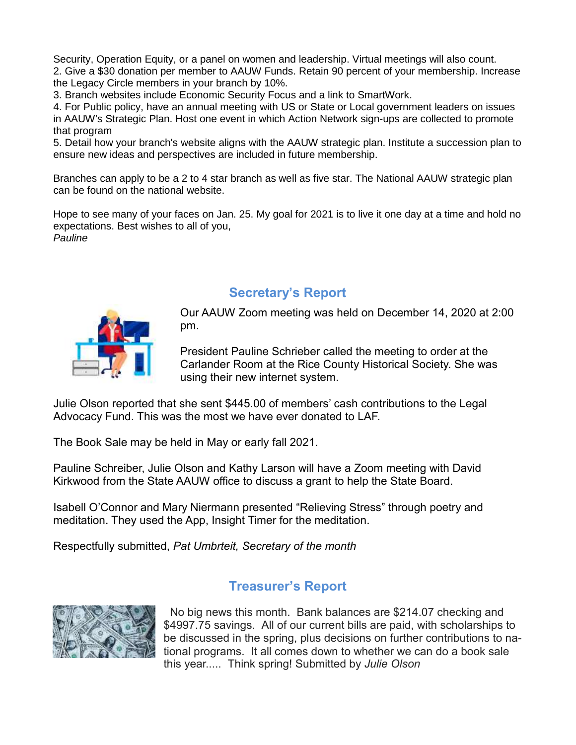Security, Operation Equity, or a panel on women and leadership. Virtual meetings will also count.
2. Give a $30 donation per member to AAUW Funds. Retain 90 percent of your membership. Increase the Legacy Circle members in your branch by 10%.
3. Branch websites include Economic Security Focus and a link to SmartWork.
4. For Public policy, have an annual meeting with US or State or Local government leaders on issues in AAUW's Strategic Plan. Host one event in which Action Network sign-ups are collected to promote that program
5. Detail how your branch's website aligns with the AAUW strategic plan. Institute a succession plan to ensure new ideas and perspectives are included in future membership.

Branches can apply to be a 2 to 4 star branch as well as five star. The National AAUW strategic plan can be found on the national website.

Hope to see many of your faces on Jan. 25. My goal for 2021 is to live it one day at a time and hold no expectations. Best wishes to all of you,
*Pauline*

## Secretary's Report

Our AAUW Zoom meeting was held on December 14, 2020 at 2:00 pm.

President Pauline Schrieber called the meeting to order at the Carlander Room at the Rice County Historical Society. She was using their new internet system.

Julie Olson reported that she sent $445.00 of members' cash contributions to the Legal Advocacy Fund. This was the most we have ever donated to LAF.

The Book Sale may be held in May or early fall 2021.

Pauline Schreiber, Julie Olson and Kathy Larson will have a Zoom meeting with David Kirkwood from the State AAUW office to discuss a grant to help the State Board.

Isabell O'Connor and Mary Niermann presented "Relieving Stress" through poetry and meditation. They used the App, Insight Timer for the meditation.

Respectfully submitted, *Pat Umbrteit, Secretary of the month*

## Treasurer's Report

No big news this month. Bank balances are $214.07 checking and $4997.75 savings. All of our current bills are paid, with scholarships to be discussed in the spring, plus decisions on further contributions to national programs. It all comes down to whether we can do a book sale this year..... Think spring! Submitted by *Julie Olson*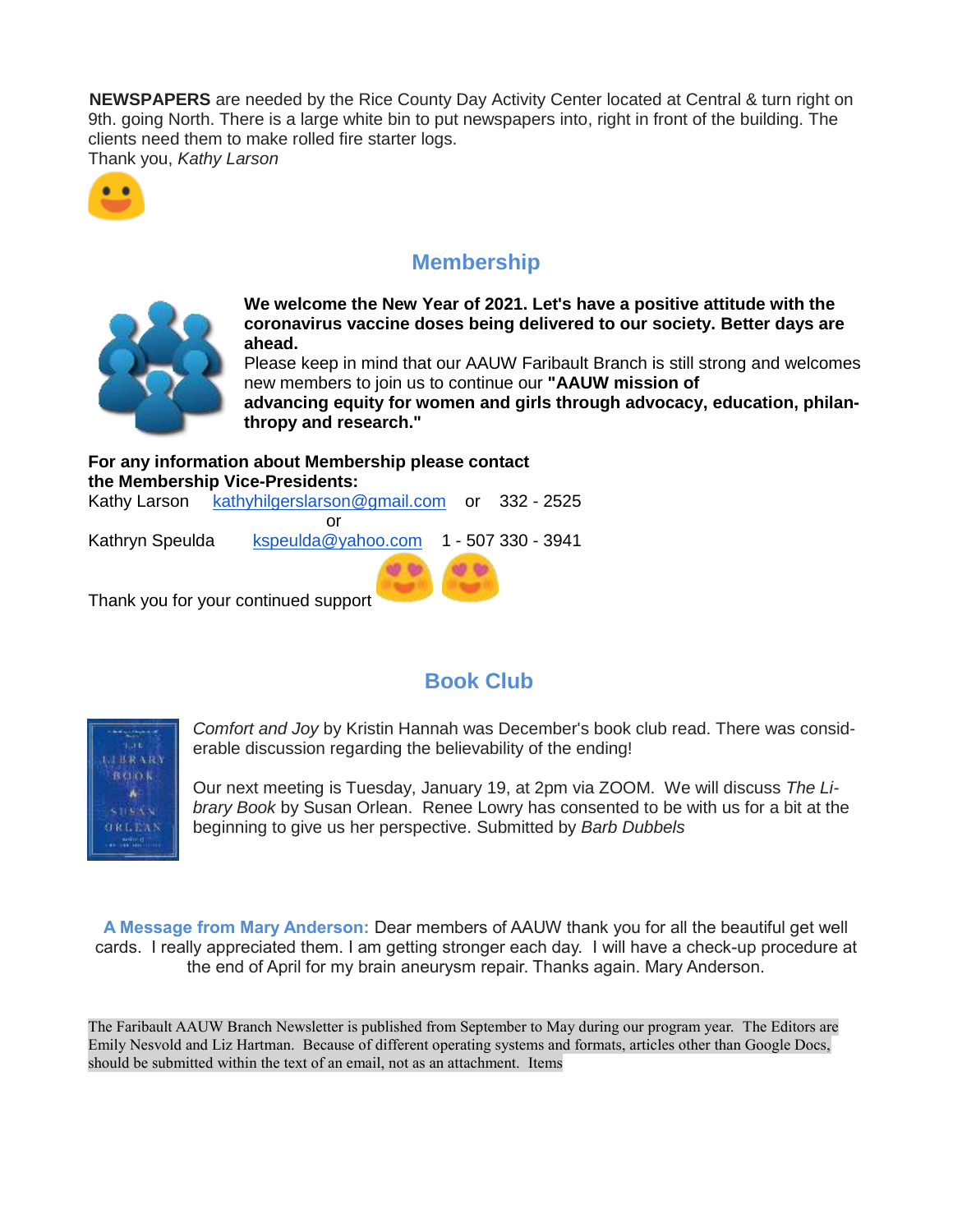**NEWSPAPERS** are needed by the Rice County Day Activity Center located at Central & turn right on 9th. going North. There is a large white bin to put newspapers into, right in front of the building. The clients need them to make rolled fire starter logs.
Thank you, *Kathy Larson*

## Membership

**We welcome the New Year of 2021. Let's have a positive attitude with the coronavirus vaccine doses being delivered to our society. Better days are ahead.**
Please keep in mind that our AAUW Faribault Branch is still strong and welcomes new members to join us to continue our **"AAUW mission of advancing equity for women and girls through advocacy, education, philanthropy and research."**

**For any information about Membership please contact the Membership Vice-Presidents:**

Kathy Larson kathyhilgerslarson@gmail.com or 332 - 2525

or

Kathryn Speulda kspeulda@yahoo.com 1 - 507 330 - 3941

Thank you for your continued support

## Book Club

*Comfort and Joy* by Kristin Hannah was December's book club read. There was considerable discussion regarding the believability of the ending!

Our next meeting is Tuesday, January 19, at 2pm via ZOOM. We will discuss *The Library Book* by Susan Orlean. Renee Lowry has consented to be with us for a bit at the beginning to give us her perspective. Submitted by *Barb Dubbels*

**A Message from Mary Anderson:** Dear members of AAUW thank you for all the beautiful get well cards. I really appreciated them. I am getting stronger each day. I will have a check-up procedure at the end of April for my brain aneurysm repair. Thanks again. Mary Anderson.

The Faribault AAUW Branch Newsletter is published from September to May during our program year. The Editors are Emily Nesvold and Liz Hartman. Because of different operating systems and formats, articles other than Google Docs, should be submitted within the text of an email, not as an attachment. Items